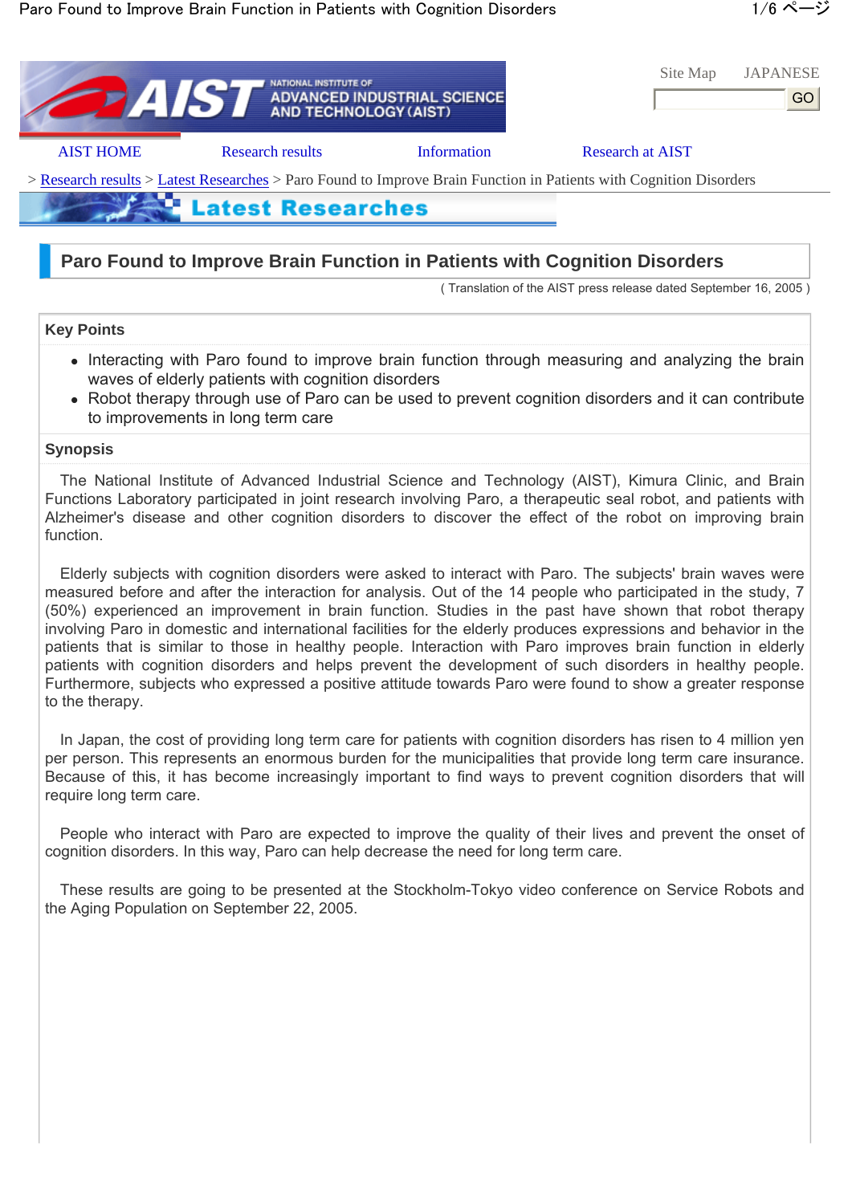Site Map JAPANESE

GO

AIST HOME | Research results | Information | Research at AIST

> Research results > Latest Researches > Paro Found to Improve Brain Function in Patients with Cognition Disorders

Latest Researches

# Paro Found to Improve Brain Function in Patients with Cognition Disorders

( Translation of the AIST press release dated September 16, 2005 )

## Key Points

- Interacting with Paro found to improve brain function through measuring and analyzing the brain waves of elderly patients with cognition disorders
- Robot therapy through use of Paro can be used to prevent cognition disorders and it can contribute to improvements in long term care

## Synopsis

The National Institute of Advanced Industrial Science and Technology (AIST), Kimura Clinic, and Brain Functions Laboratory participated in joint research involving Paro, a therapeutic seal robot, and patients with Alzheimer's disease and other cognition disorders to discover the effect of the robot on improving brain function.

Elderly subjects with cognition disorders were asked to interact with Paro. The subjects' brain waves were measured before and after the interaction for analysis. Out of the 14 people who participated in the study, 7 (50%) experienced an improvement in brain function. Studies in the past have shown that robot therapy involving Paro in domestic and international facilities for the elderly produces expressions and behavior in the patients that is similar to those in healthy people. Interaction with Paro improves brain function in elderly patients with cognition disorders and helps prevent the development of such disorders in healthy people. Furthermore, subjects who expressed a positive attitude towards Paro were found to show a greater response to the therapy.

In Japan, the cost of providing long term care for patients with cognition disorders has risen to 4 million yen per person. This represents an enormous burden for the municipalities that provide long term care insurance. Because of this, it has become increasingly important to find ways to prevent cognition disorders that will require long term care.

People who interact with Paro are expected to improve the quality of their lives and prevent the onset of cognition disorders. In this way, Paro can help decrease the need for long term care.

These results are going to be presented at the Stockholm-Tokyo video conference on Service Robots and the Aging Population on September 22, 2005.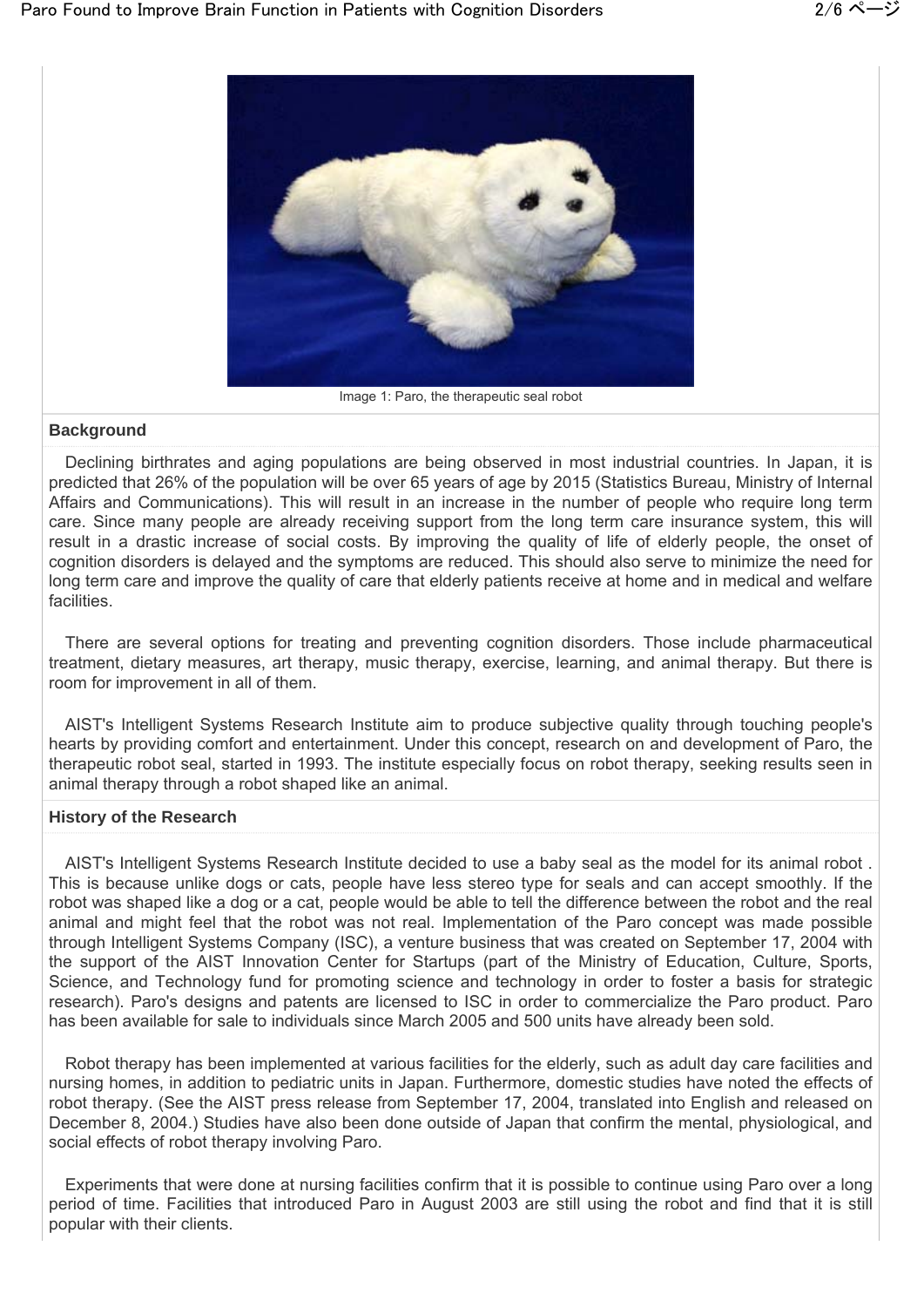Image 1: Paro, the therapeutic seal robot

## Background

Declining birthrates and aging populations are being observed in most industrial countries. In Japan, it is predicted that 26% of the population will be over 65 years of age by 2015 (Statistics Bureau, Ministry of Internal Affairs and Communications). This will result in an increase in the number of people who require long term care. Since many people are already receiving support from the long term care insurance system, this will result in a drastic increase of social costs. By improving the quality of life of elderly people, the onset of cognition disorders is delayed and the symptoms are reduced. This should also serve to minimize the need for long term care and improve the quality of care that elderly patients receive at home and in medical and welfare facilities.

There are several options for treating and preventing cognition disorders. Those include pharmaceutical treatment, dietary measures, art therapy, music therapy, exercise, learning, and animal therapy. But there is room for improvement in all of them.

AIST's Intelligent Systems Research Institute aim to produce subjective quality through touching people's hearts by providing comfort and entertainment. Under this concept, research on and development of Paro, the therapeutic robot seal, started in 1993. The institute especially focus on robot therapy, seeking results seen in animal therapy through a robot shaped like an animal.

## History of the Research

AIST's Intelligent Systems Research Institute decided to use a baby seal as the model for its animal robot . This is because unlike dogs or cats, people have less stereo type for seals and can accept smoothly. If the robot was shaped like a dog or a cat, people would be able to tell the difference between the robot and the real animal and might feel that the robot was not real. Implementation of the Paro concept was made possible through Intelligent Systems Company (ISC), a venture business that was created on September 17, 2004 with the support of the AIST Innovation Center for Startups (part of the Ministry of Education, Culture, Sports, Science, and Technology fund for promoting science and technology in order to foster a basis for strategic research). Paro's designs and patents are licensed to ISC in order to commercialize the Paro product. Paro has been available for sale to individuals since March 2005 and 500 units have already been sold.

Robot therapy has been implemented at various facilities for the elderly, such as adult day care facilities and nursing homes, in addition to pediatric units in Japan. Furthermore, domestic studies have noted the effects of robot therapy. (See the AIST press release from September 17, 2004, translated into English and released on December 8, 2004.) Studies have also been done outside of Japan that confirm the mental, physiological, and social effects of robot therapy involving Paro.

Experiments that were done at nursing facilities confirm that it is possible to continue using Paro over a long period of time. Facilities that introduced Paro in August 2003 are still using the robot and find that it is still popular with their clients.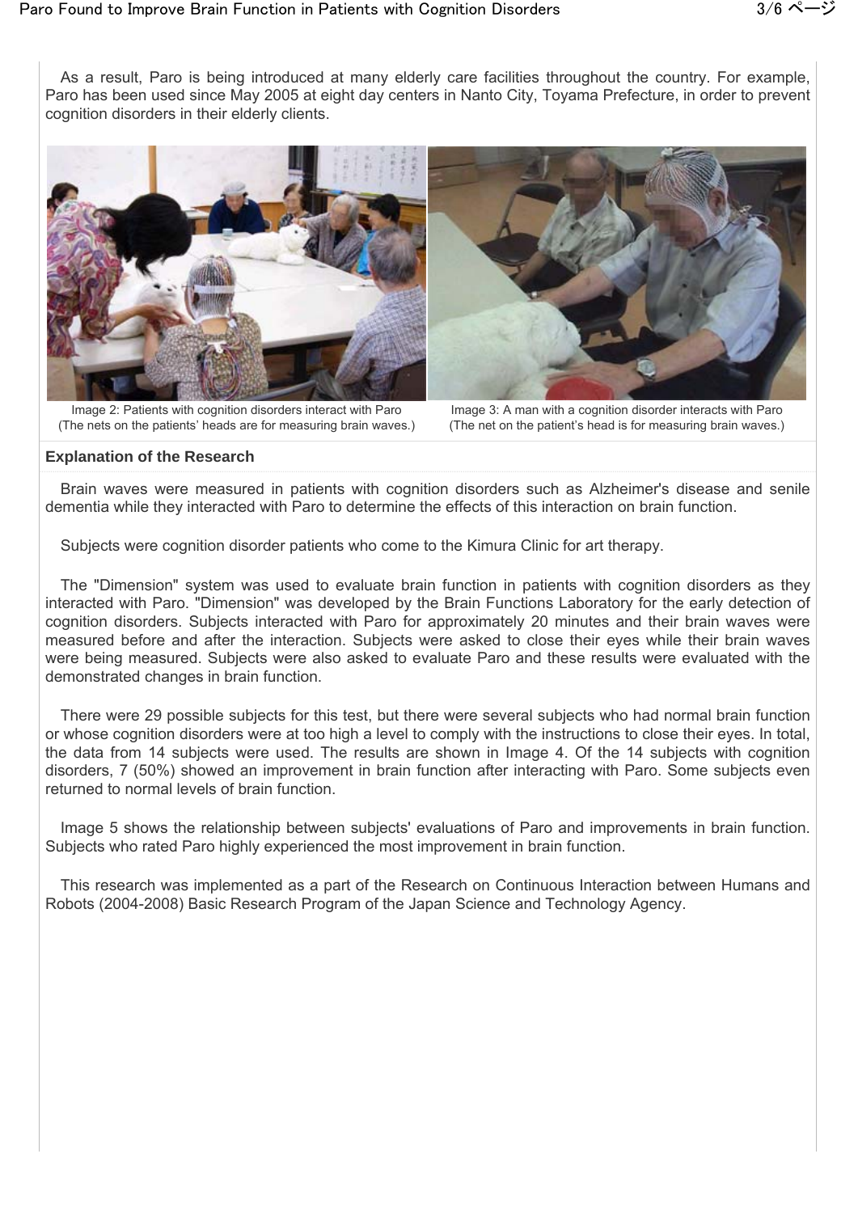As a result, Paro is being introduced at many elderly care facilities throughout the country. For example, Paro has been used since May 2005 at eight day centers in Nanto City, Toyama Prefecture, in order to prevent cognition disorders in their elderly clients.

Image 2: Patients with cognition disorders interact with Paro (The nets on the patients' heads are for measuring brain waves.)

Image 3: A man with a cognition disorder interacts with Paro (The net on the patient's head is for measuring brain waves.)

## Explanation of the Research

Brain waves were measured in patients with cognition disorders such as Alzheimer's disease and senile dementia while they interacted with Paro to determine the effects of this interaction on brain function.

Subjects were cognition disorder patients who come to the Kimura Clinic for art therapy.

The "Dimension" system was used to evaluate brain function in patients with cognition disorders as they interacted with Paro. "Dimension" was developed by the Brain Functions Laboratory for the early detection of cognition disorders. Subjects interacted with Paro for approximately 20 minutes and their brain waves were measured before and after the interaction. Subjects were asked to close their eyes while their brain waves were being measured. Subjects were also asked to evaluate Paro and these results were evaluated with the demonstrated changes in brain function.

There were 29 possible subjects for this test, but there were several subjects who had normal brain function or whose cognition disorders were at too high a level to comply with the instructions to close their eyes. In total, the data from 14 subjects were used. The results are shown in Image 4. Of the 14 subjects with cognition disorders, 7 (50%) showed an improvement in brain function after interacting with Paro. Some subjects even returned to normal levels of brain function.

Image 5 shows the relationship between subjects' evaluations of Paro and improvements in brain function. Subjects who rated Paro highly experienced the most improvement in brain function.

This research was implemented as a part of the Research on Continuous Interaction between Humans and Robots (2004-2008) Basic Research Program of the Japan Science and Technology Agency.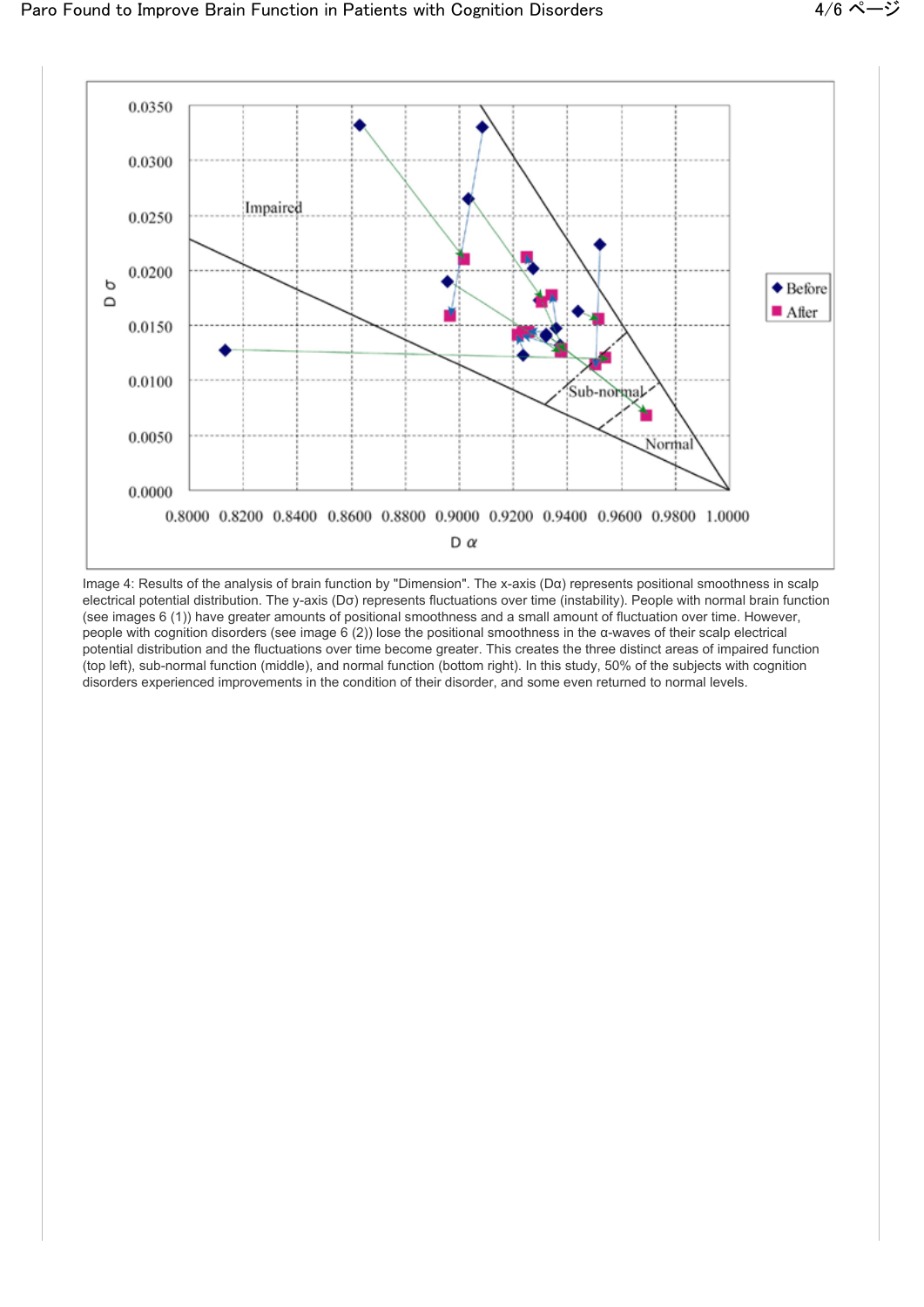Image 4: Results of the analysis of brain function by "Dimension". The x-axis (Dα) represents positional smoothness in scalp electrical potential distribution. The y-axis (Dσ) represents fluctuations over time (instability). People with normal brain function (see images 6 (1)) have greater amounts of positional smoothness and a small amount of fluctuation over time. However, people with cognition disorders (see image 6 (2)) lose the positional smoothness in the α-waves of their scalp electrical potential distribution and the fluctuations over time become greater. This creates the three distinct areas of impaired function (top left), sub-normal function (middle), and normal function (bottom right). In this study, 50% of the subjects with cognition disorders experienced improvements in the condition of their disorder, and some even returned to normal levels.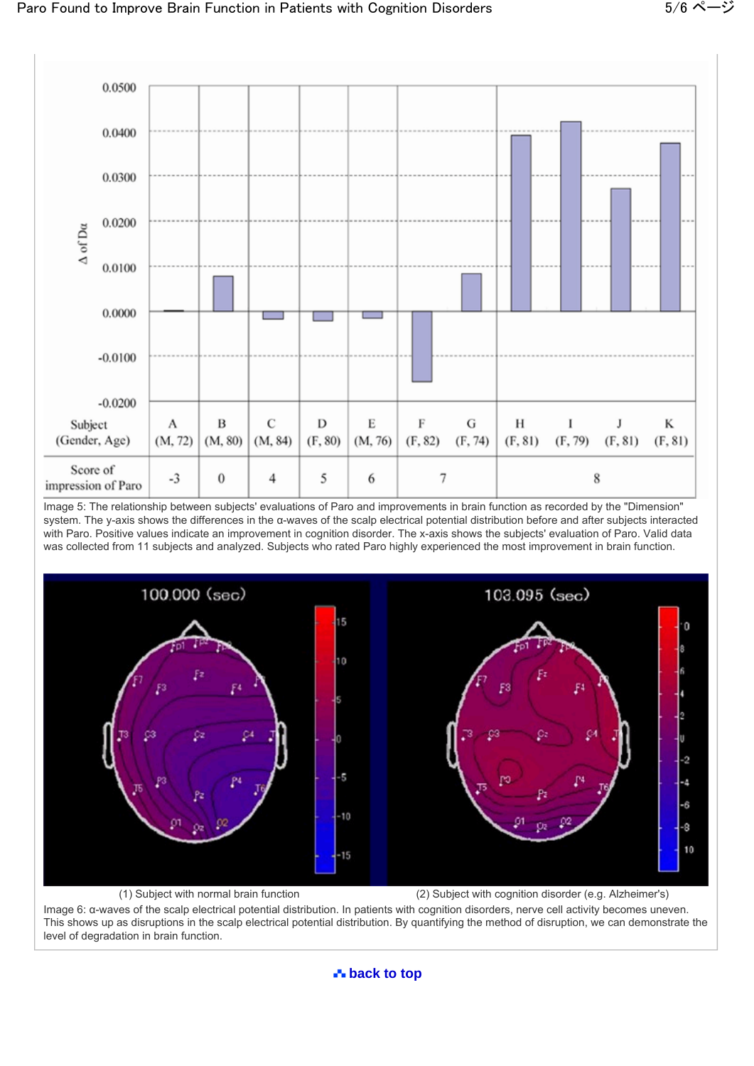| Subject (Gender, Age) | A (M, 72) | B (M, 80) | C (M, 84) | D (F, 80) | E (M, 76) | F (F, 82) | G (F, 74) | H (F, 81) | I (F, 79) | J (F, 81) | K (F, 81) |
|---|---|---|---|---|---|---|---|---|---|---|---|
| Score of impression of Paro | -3 | 0 | 4 | 5 | 6 | 7 | | 8 | | | |

Image 5: The relationship between subjects' evaluations of Paro and improvements in brain function as recorded by the "Dimension" system. The y-axis shows the differences in the α-waves of the scalp electrical potential distribution before and after subjects interacted with Paro. Positive values indicate an improvement in cognition disorder. The x-axis shows the subjects' evaluation of Paro. Valid data was collected from 11 subjects and analyzed. Subjects who rated Paro highly experienced the most improvement in brain function.

(1) Subject with normal brain function

(2) Subject with cognition disorder (e.g. Alzheimer's)

Image 6: α-waves of the scalp electrical potential distribution. In patients with cognition disorders, nerve cell activity becomes uneven. This shows up as disruptions in the scalp electrical potential distribution. By quantifying the method of disruption, we can demonstrate the level of degradation in brain function.

back to top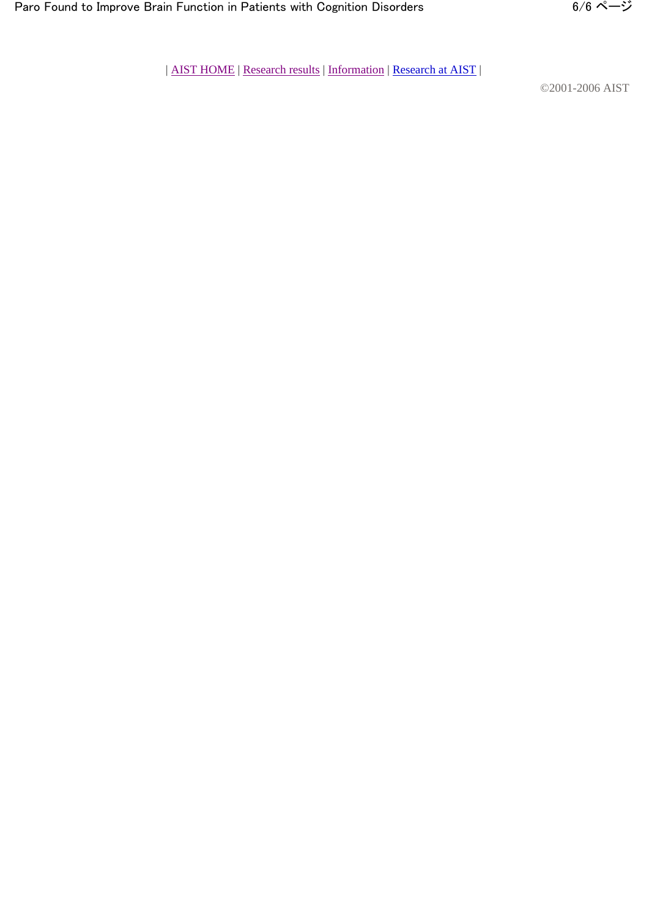| AIST HOME | Research results | Information | Research at AIST |

©2001-2006 AIST